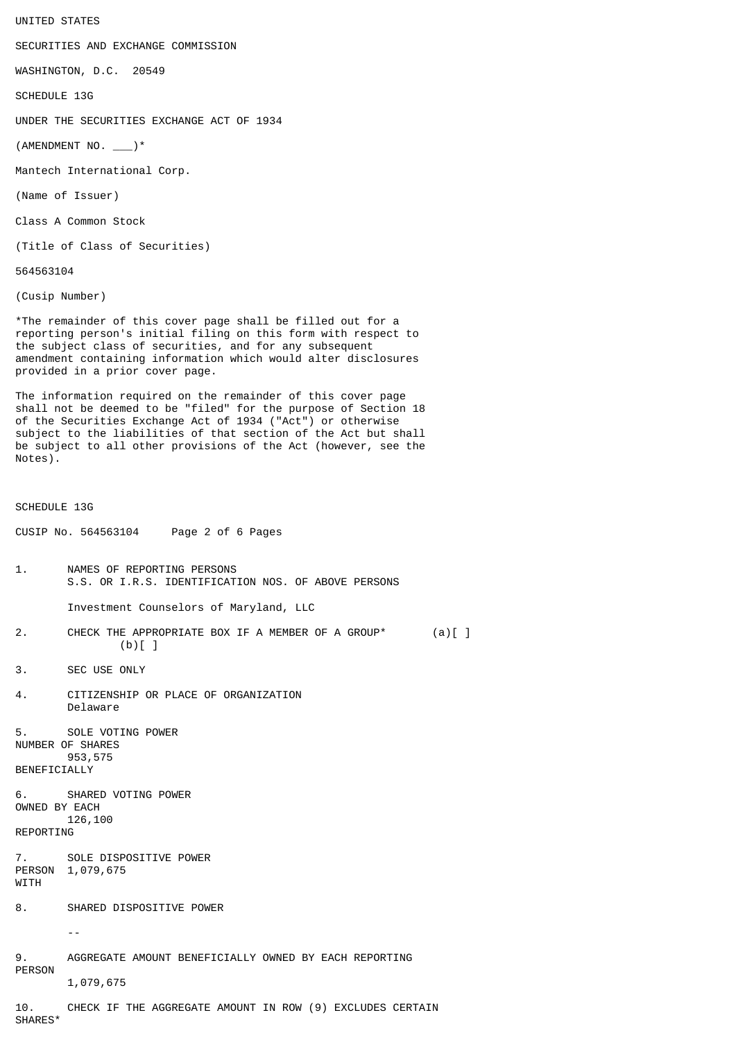UNITED STATES

SECURITIES AND EXCHANGE COMMISSION

WASHINGTON, D.C. 20549

SCHEDULE 13G

UNDER THE SECURITIES EXCHANGE ACT OF 1934

(AMENDMENT NO. ___)*

Mantech International Corp.

(Name of Issuer)

Class A Common Stock

(Title of Class of Securities)

564563104

(Cusip Number)

*The remainder of this cover page shall be filled out for a reporting person's initial filing on this form with respect to the subject class of securities, and for any subsequent amendment containing information which would alter disclosures provided in a prior cover page.

The information required on the remainder of this cover page shall not be deemed to be "filed" for the purpose of Section 18 of the Securities Exchange Act of 1934 ("Act") or otherwise subject to the liabilities of that section of the Act but shall be subject to all other provisions of the Act (however, see the Notes).

SCHEDULE 13G

CUSIP No. 564563104

1. NAMES OF REPORTING PERSONS
S.S. OR I.R.S. IDENTIFICATION NOS. OF ABOVE PERSONS

Investment Counselors of Maryland, LLC

2. CHECK THE APPROPRIATE BOX IF A MEMBER OF A GROUP* (a)[ ] (b)[ ]

3. SEC USE ONLY

4. CITIZENSHIP OR PLACE OF ORGANIZATION
Delaware

NUMBER OF SHARES BENEFICIALLY OWNED BY EACH REPORTING PERSON WITH

5. SOLE VOTING POWER
953,575

6. SHARED VOTING POWER
126,100

7. SOLE DISPOSITIVE POWER
1,079,675

8. SHARED DISPOSITIVE POWER
--

9. AGGREGATE AMOUNT BENEFICIALLY OWNED BY EACH REPORTING PERSON
1,079,675

10. CHECK IF THE AGGREGATE AMOUNT IN ROW (9) EXCLUDES CERTAIN SHARES*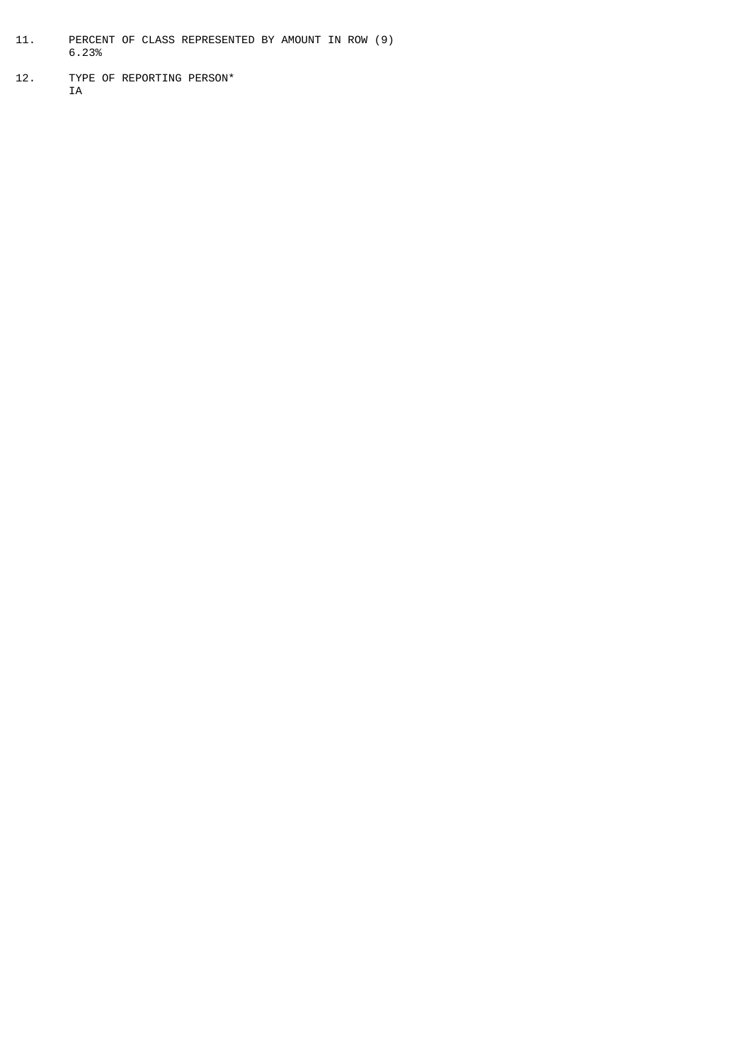11. PERCENT OF CLASS REPRESENTED BY AMOUNT IN ROW (9)
    6.23%

12. TYPE OF REPORTING PERSON*
    IA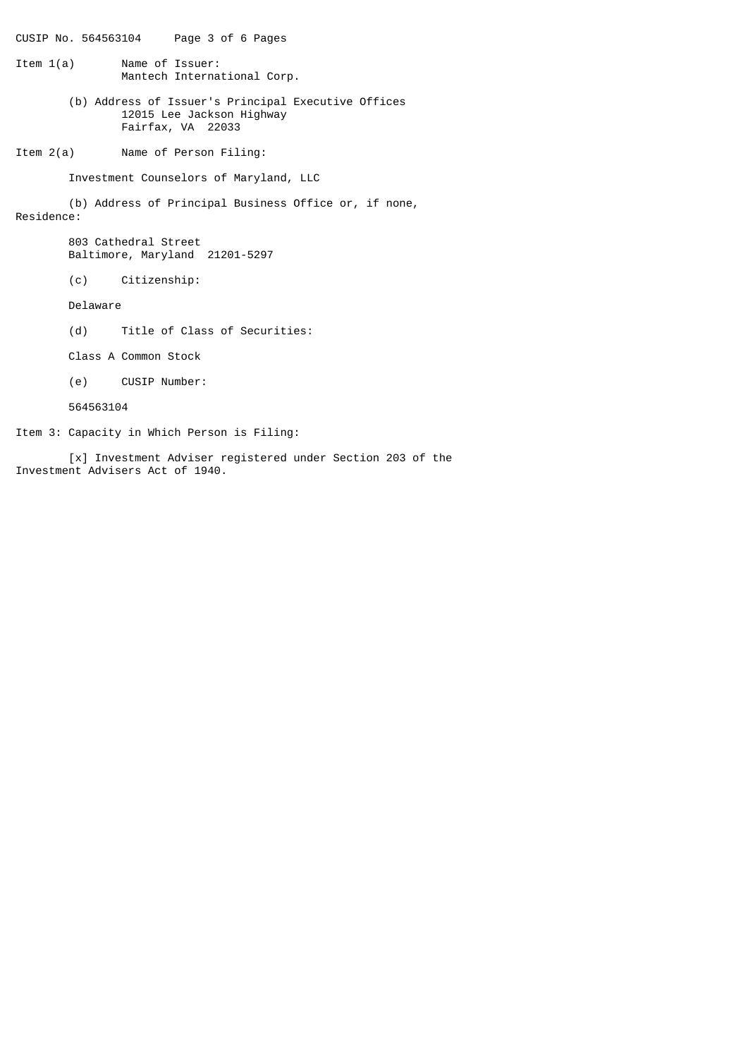Item 1(a) Name of Issuer:
Mantech International Corp.

(b) Address of Issuer's Principal Executive Offices
12015 Lee Jackson Highway
Fairfax, VA 22033

Item 2(a) Name of Person Filing:

Investment Counselors of Maryland, LLC

(b) Address of Principal Business Office or, if none, Residence:

803 Cathedral Street
Baltimore, Maryland 21201-5297

(c) Citizenship:

Delaware

(d) Title of Class of Securities:

Class A Common Stock

(e) CUSIP Number:

564563104

Item 3: Capacity in Which Person is Filing:

[x] Investment Adviser registered under Section 203 of the Investment Advisers Act of 1940.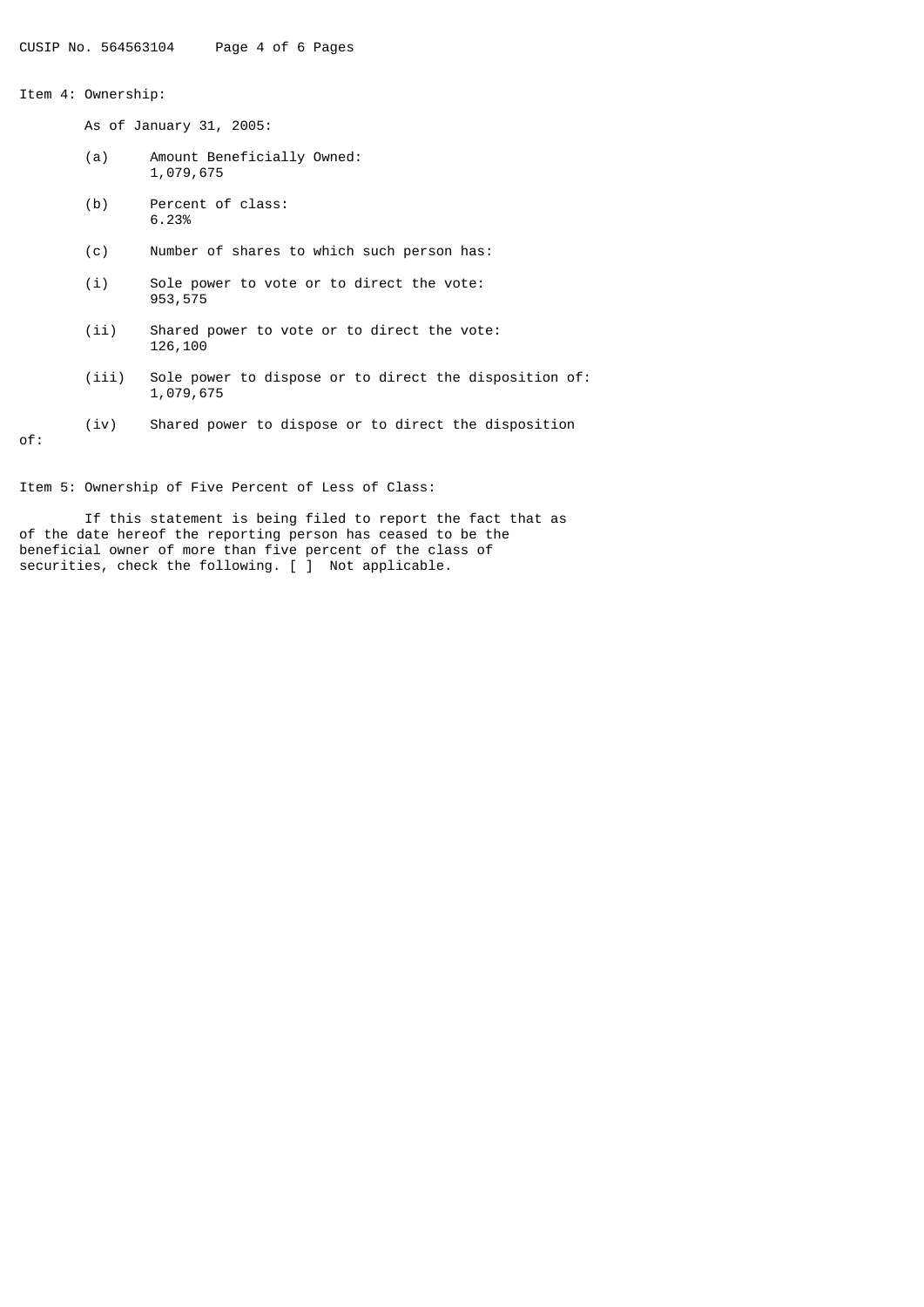CUSIP No. 564563104

Item 4: Ownership:

As of January 31, 2005:

(a) Amount Beneficially Owned:
1,079,675

(b) Percent of class:
6.23%

(c) Number of shares to which such person has:

(i) Sole power to vote or to direct the vote:
953,575

(ii) Shared power to vote or to direct the vote:
126,100

(iii) Sole power to dispose or to direct the disposition of:
1,079,675

(iv) Shared power to dispose or to direct the disposition of:

Item 5: Ownership of Five Percent of Less of Class:

If this statement is being filed to report the fact that as of the date hereof the reporting person has ceased to be the beneficial owner of more than five percent of the class of securities, check the following. [ ] Not applicable.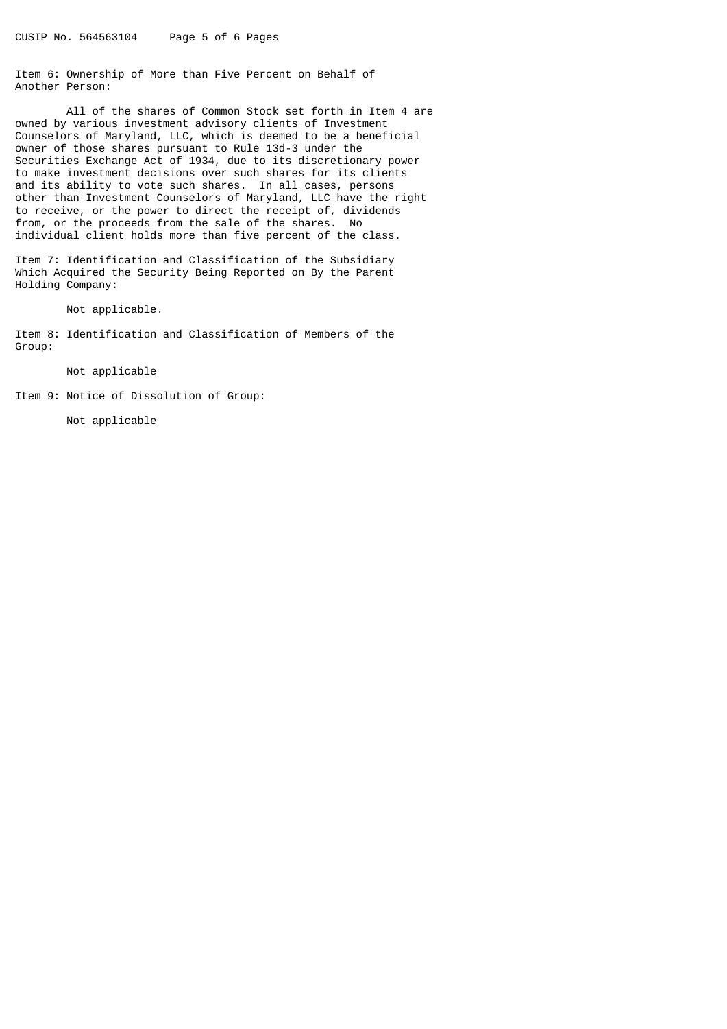Item 6: Ownership of More than Five Percent on Behalf of Another Person:

All of the shares of Common Stock set forth in Item 4 are owned by various investment advisory clients of Investment Counselors of Maryland, LLC, which is deemed to be a beneficial owner of those shares pursuant to Rule 13d-3 under the Securities Exchange Act of 1934, due to its discretionary power to make investment decisions over such shares for its clients and its ability to vote such shares. In all cases, persons other than Investment Counselors of Maryland, LLC have the right to receive, or the power to direct the receipt of, dividends from, or the proceeds from the sale of the shares. No individual client holds more than five percent of the class.

Item 7: Identification and Classification of the Subsidiary Which Acquired the Security Being Reported on By the Parent Holding Company:

Not applicable.

Item 8: Identification and Classification of Members of the Group:

Not applicable

Item 9: Notice of Dissolution of Group:

Not applicable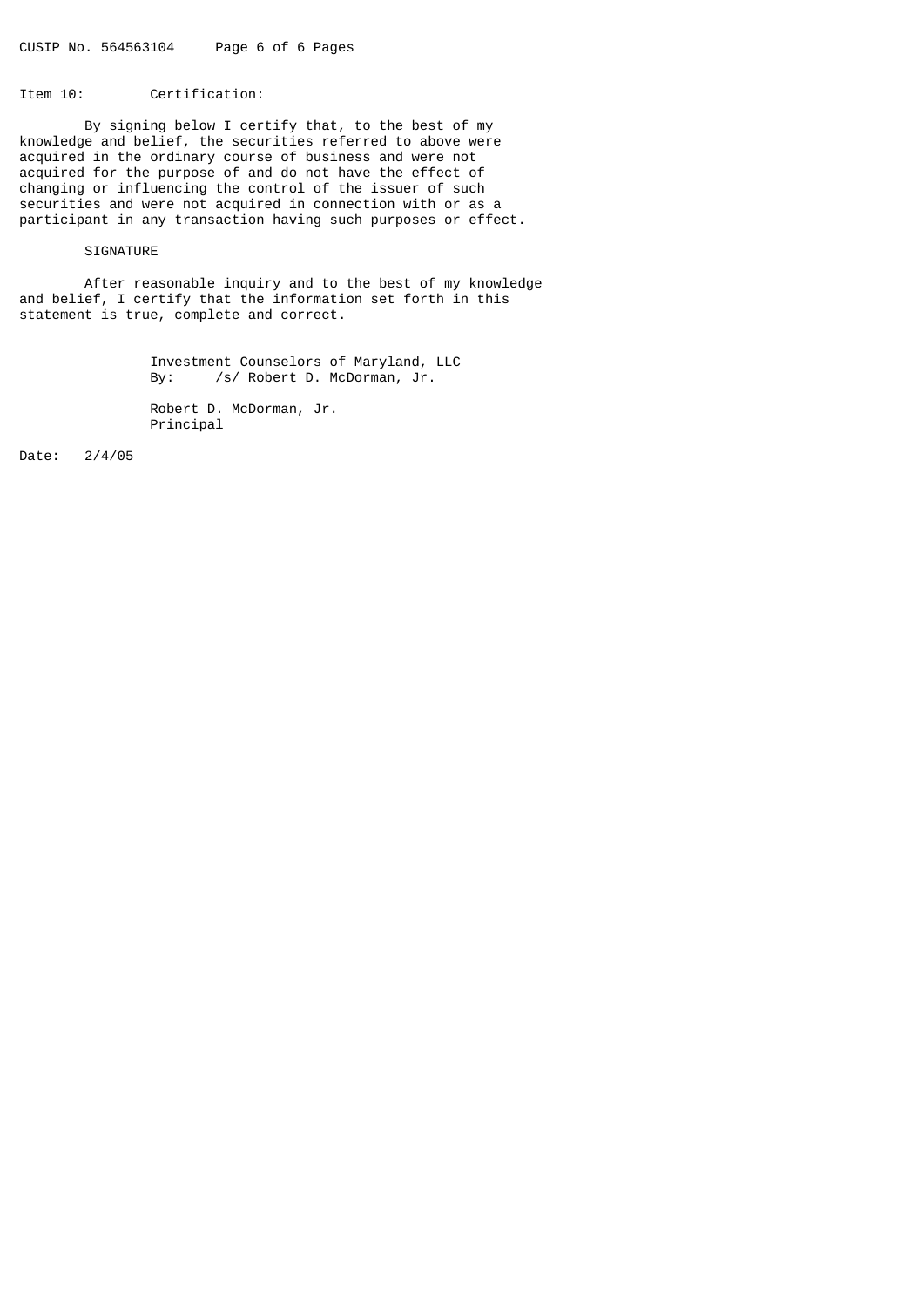CUSIP No. 564563104

Item 10: Certification:

By signing below I certify that, to the best of my knowledge and belief, the securities referred to above were acquired in the ordinary course of business and were not acquired for the purpose of and do not have the effect of changing or influencing the control of the issuer of such securities and were not acquired in connection with or as a participant in any transaction having such purposes or effect.

SIGNATURE

After reasonable inquiry and to the best of my knowledge and belief, I certify that the information set forth in this statement is true, complete and correct.

Investment Counselors of Maryland, LLC
By: /s/ Robert D. McDorman, Jr.

Robert D. McDorman, Jr.
Principal

Date: 2/4/05